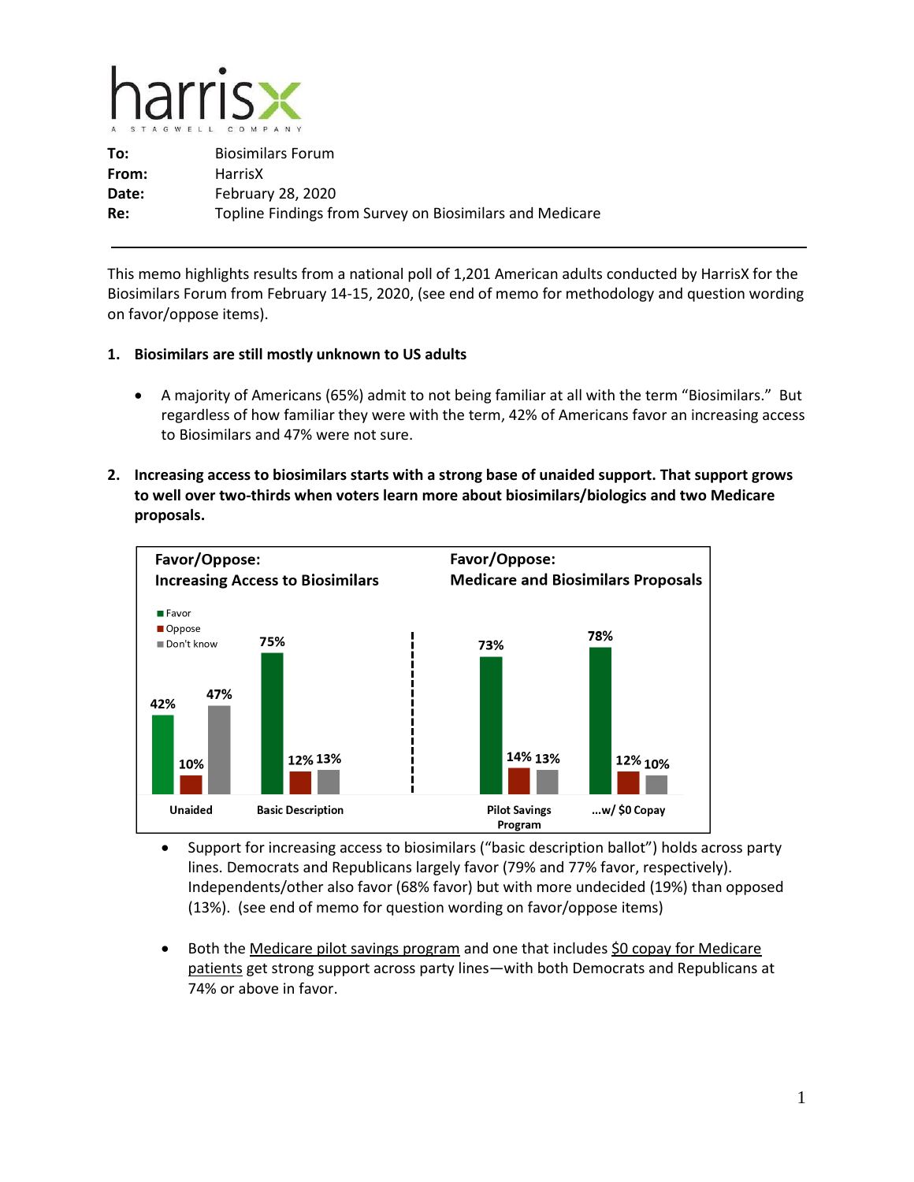| | |
|---|---|
| **To:** | Biosimilars Forum |
| **From:** | HarrisX |
| **Date:** | February 28, 2020 |
| **Re:** | Topline Findings from Survey on Biosimilars and Medicare |

---

This memo highlights results from a national poll of 1,201 American adults conducted by HarrisX for the Biosimilars Forum from February 14-15, 2020, (see end of memo for methodology and question wording on favor/oppose items).

1. **Biosimilars are still mostly unknown to US adults**

    - A majority of Americans (65%) admit to not being familiar at all with the term "Biosimilars." But regardless of how familiar they were with the term, 42% of Americans favor an increasing access to Biosimilars and 47% were not sure.

2. **Increasing access to biosimilars starts with a strong base of unaided support. That support grows to well over two-thirds when voters learn more about biosimilars/biologics and two Medicare proposals.**

**Favor/Oppose: Increasing Access to Biosimilars**

| | Favor | Oppose | Don't know |
|---|---|---|---|
| Unaided | 42% | 10% | 47% |
| Basic Description | 75% | 12% | 13% |

**Favor/Oppose: Medicare and Biosimilars Proposals**

| | Favor | Oppose | Don't know |
|---|---|---|---|
| Pilot Savings Program | 73% | 14% | 13% |
| ...w/ $0 Copay | 78% | 12% | 10% |

- Support for increasing access to biosimilars ("basic description ballot") holds across party lines. Democrats and Republicans largely favor (79% and 77% favor, respectively). Independents/other also favor (68% favor) but with more undecided (19%) than opposed (13%). (see end of memo for question wording on favor/oppose items)

- Both the Medicare pilot savings program and one that includes $0 copay for Medicare patients get strong support across party lines—with both Democrats and Republicans at 74% or above in favor.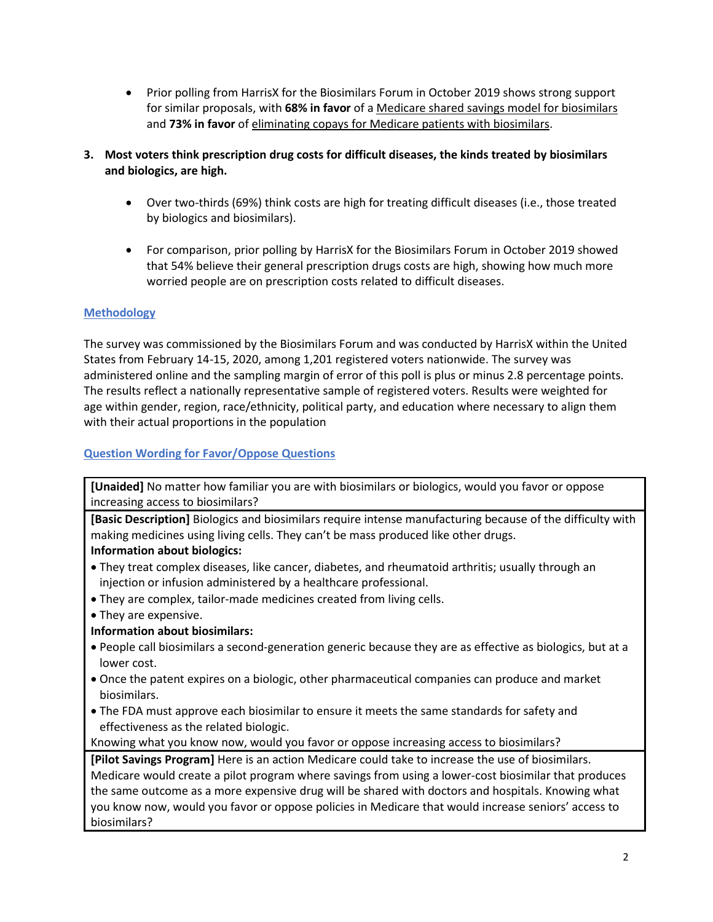- Prior polling from HarrisX for the Biosimilars Forum in October 2019 shows strong support for similar proposals, with **68% in favor** of a Medicare shared savings model for biosimilars and **73% in favor** of eliminating copays for Medicare patients with biosimilars.

3. **Most voters think prescription drug costs for difficult diseases, the kinds treated by biosimilars and biologics, are high.**

   - Over two-thirds (69%) think costs are high for treating difficult diseases (i.e., those treated by biologics and biosimilars).
   - For comparison, prior polling by HarrisX for the Biosimilars Forum in October 2019 showed that 54% believe their general prescription drugs costs are high, showing how much more worried people are on prescription costs related to difficult diseases.

## Methodology

The survey was commissioned by the Biosimilars Forum and was conducted by HarrisX within the United States from February 14-15, 2020, among 1,201 registered voters nationwide. The survey was administered online and the sampling margin of error of this poll is plus or minus 2.8 percentage points. The results reflect a nationally representative sample of registered voters. Results were weighted for age within gender, region, race/ethnicity, political party, and education where necessary to align them with their actual proportions in the population

## Question Wording for Favor/Oppose Questions

| **[Unaided]** No matter how familiar you are with biosimilars or biologics, would you favor or oppose increasing access to biosimilars? |
|---|
| **[Basic Description]** Biologics and biosimilars require intense manufacturing because of the difficulty with making medicines using living cells. They can't be mass produced like other drugs. **Information about biologics:** • They treat complex diseases, like cancer, diabetes, and rheumatoid arthritis; usually through an injection or infusion administered by a healthcare professional. • They are complex, tailor-made medicines created from living cells. • They are expensive. **Information about biosimilars:** • People call biosimilars a second-generation generic because they are as effective as biologics, but at a lower cost. • Once the patent expires on a biologic, other pharmaceutical companies can produce and market biosimilars. • The FDA must approve each biosimilar to ensure it meets the same standards for safety and effectiveness as the related biologic. Knowing what you know now, would you favor or oppose increasing access to biosimilars? |
| **[Pilot Savings Program]** Here is an action Medicare could take to increase the use of biosimilars. Medicare would create a pilot program where savings from using a lower-cost biosimilar that produces the same outcome as a more expensive drug will be shared with doctors and hospitals. Knowing what you know now, would you favor or oppose policies in Medicare that would increase seniors' access to biosimilars? |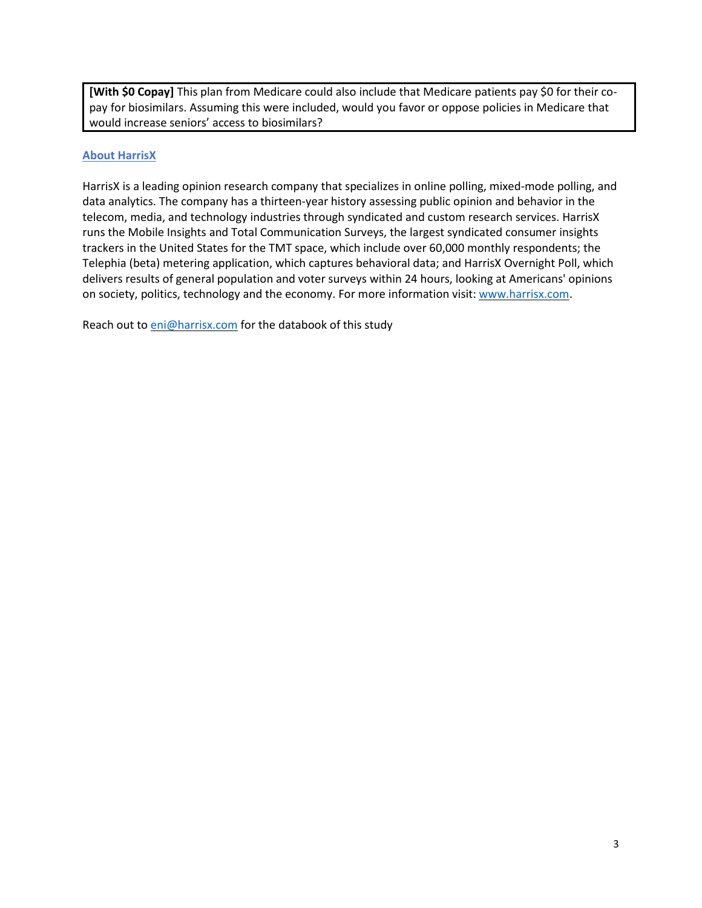**[With $0 Copay]** This plan from Medicare could also include that Medicare patients pay $0 for their co-pay for biosimilars. Assuming this were included, would you favor or oppose policies in Medicare that would increase seniors' access to biosimilars?

**About HarrisX**

HarrisX is a leading opinion research company that specializes in online polling, mixed-mode polling, and data analytics. The company has a thirteen-year history assessing public opinion and behavior in the telecom, media, and technology industries through syndicated and custom research services. HarrisX runs the Mobile Insights and Total Communication Surveys, the largest syndicated consumer insights trackers in the United States for the TMT space, which include over 60,000 monthly respondents; the Telephia (beta) metering application, which captures behavioral data; and HarrisX Overnight Poll, which delivers results of general population and voter surveys within 24 hours, looking at Americans' opinions on society, politics, technology and the economy. For more information visit: www.harrisx.com.

Reach out to eni@harrisx.com for the databook of this study